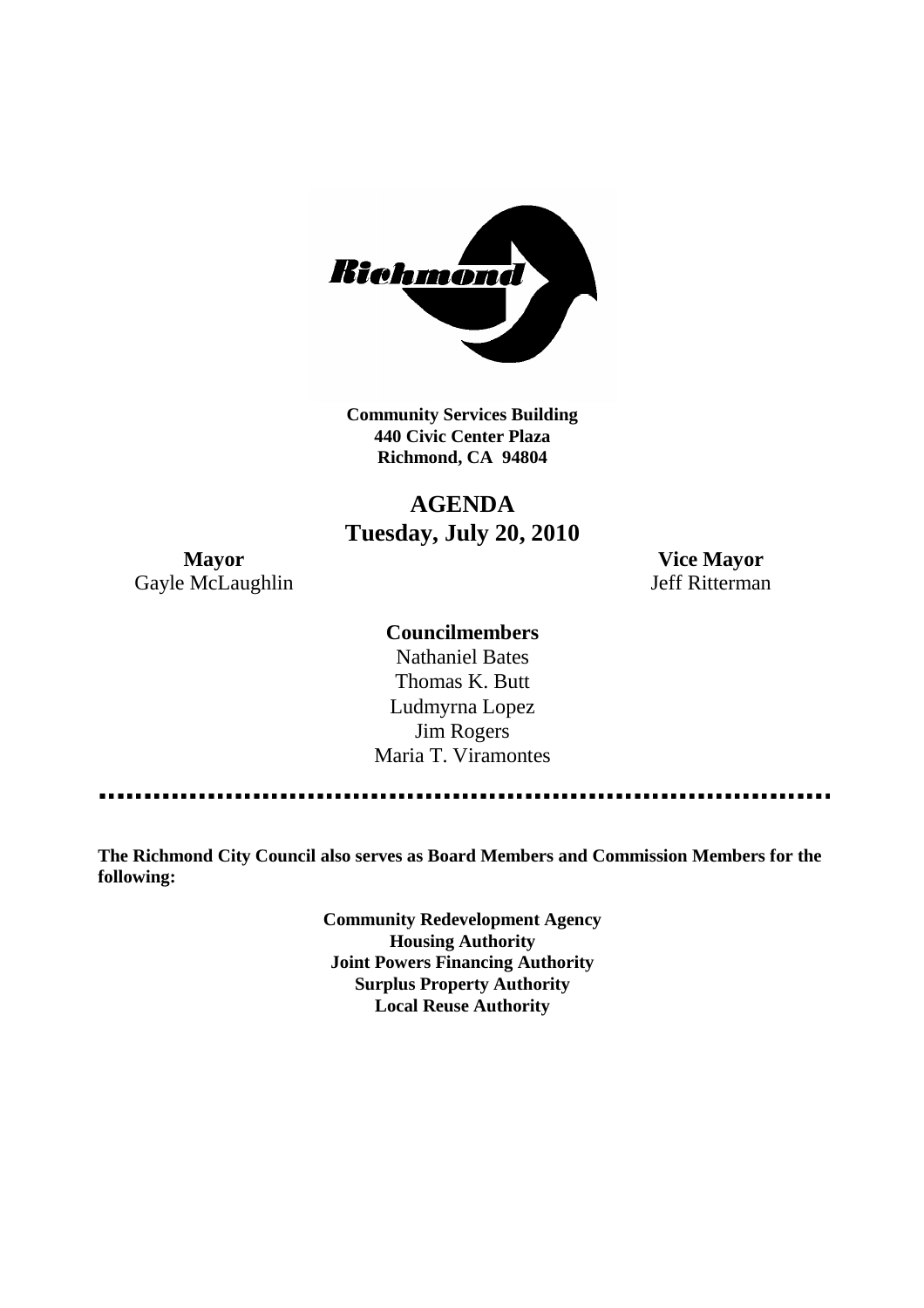**Community Services Building**
**440 Civic Center Plaza**
**Richmond, CA 94804**

# AGENDA
## Tuesday, July 20, 2010

**Mayor**
Gayle McLaughlin

**Vice Mayor**
Jeff Ritterman

**Councilmembers**

Nathaniel Bates
Thomas K. Butt
Ludmyrna Lopez
Jim Rogers
Maria T. Viramontes

---

**The Richmond City Council also serves as Board Members and Commission Members for the following:**

**Community Redevelopment Agency**
**Housing Authority**
**Joint Powers Financing Authority**
**Surplus Property Authority**
**Local Reuse Authority**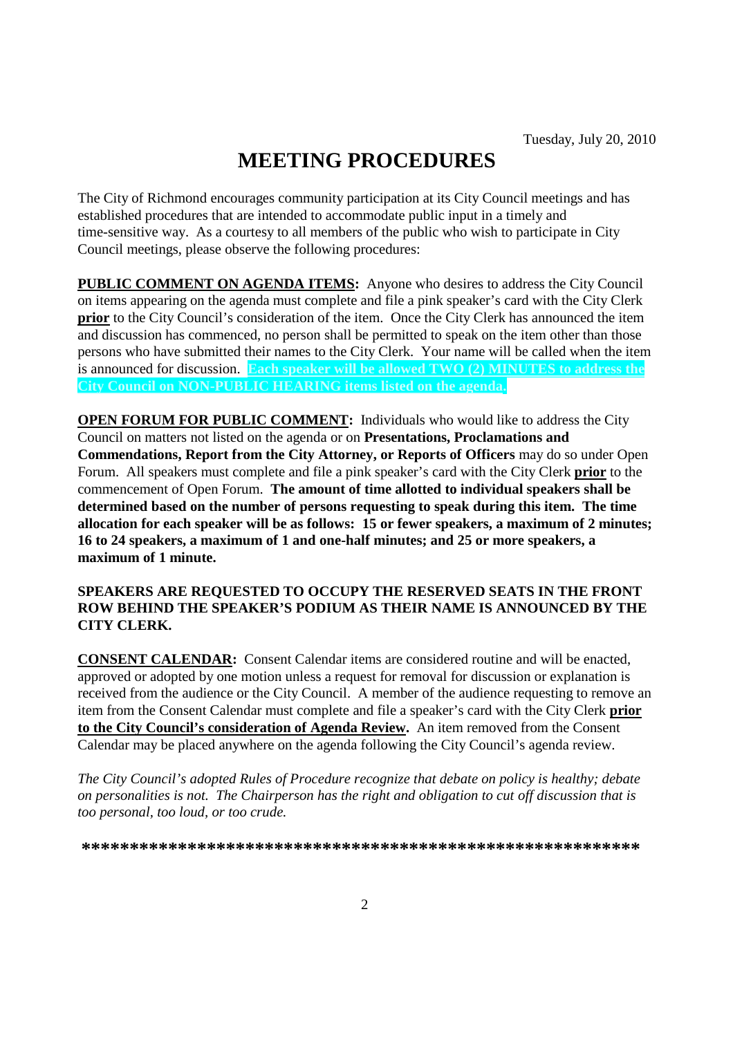Tuesday, July 20, 2010

# MEETING PROCEDURES

The City of Richmond encourages community participation at its City Council meetings and has established procedures that are intended to accommodate public input in a timely and time-sensitive way. As a courtesy to all members of the public who wish to participate in City Council meetings, please observe the following procedures:

**PUBLIC COMMENT ON AGENDA ITEMS:** Anyone who desires to address the City Council on items appearing on the agenda must complete and file a pink speaker's card with the City Clerk **prior** to the City Council's consideration of the item. Once the City Clerk has announced the item and discussion has commenced, no person shall be permitted to speak on the item other than those persons who have submitted their names to the City Clerk. Your name will be called when the item is announced for discussion. **Each speaker will be allowed TWO (2) MINUTES to address the City Council on NON-PUBLIC HEARING items listed on the agenda.**

**OPEN FORUM FOR PUBLIC COMMENT:** Individuals who would like to address the City Council on matters not listed on the agenda or on **Presentations, Proclamations and Commendations, Report from the City Attorney, or Reports of Officers** may do so under Open Forum. All speakers must complete and file a pink speaker's card with the City Clerk **prior** to the commencement of Open Forum. **The amount of time allotted to individual speakers shall be determined based on the number of persons requesting to speak during this item. The time allocation for each speaker will be as follows: 15 or fewer speakers, a maximum of 2 minutes; 16 to 24 speakers, a maximum of 1 and one-half minutes; and 25 or more speakers, a maximum of 1 minute.**

**SPEAKERS ARE REQUESTED TO OCCUPY THE RESERVED SEATS IN THE FRONT ROW BEHIND THE SPEAKER'S PODIUM AS THEIR NAME IS ANNOUNCED BY THE CITY CLERK.**

**CONSENT CALENDAR:** Consent Calendar items are considered routine and will be enacted, approved or adopted by one motion unless a request for removal for discussion or explanation is received from the audience or the City Council. A member of the audience requesting to remove an item from the Consent Calendar must complete and file a speaker's card with the City Clerk **prior to the City Council's consideration of Agenda Review.** An item removed from the Consent Calendar may be placed anywhere on the agenda following the City Council's agenda review.

*The City Council's adopted Rules of Procedure recognize that debate on policy is healthy; debate on personalities is not. The Chairperson has the right and obligation to cut off discussion that is too personal, too loud, or too crude.*

**\*\*\*\*\*\*\*\*\*\*\*\*\*\*\*\*\*\*\*\*\*\*\*\*\*\*\*\*\*\*\*\*\*\*\*\*\*\*\*\*\*\*\*\*\*\*\*\*\*\*\*\*\*\*\*\*\*\***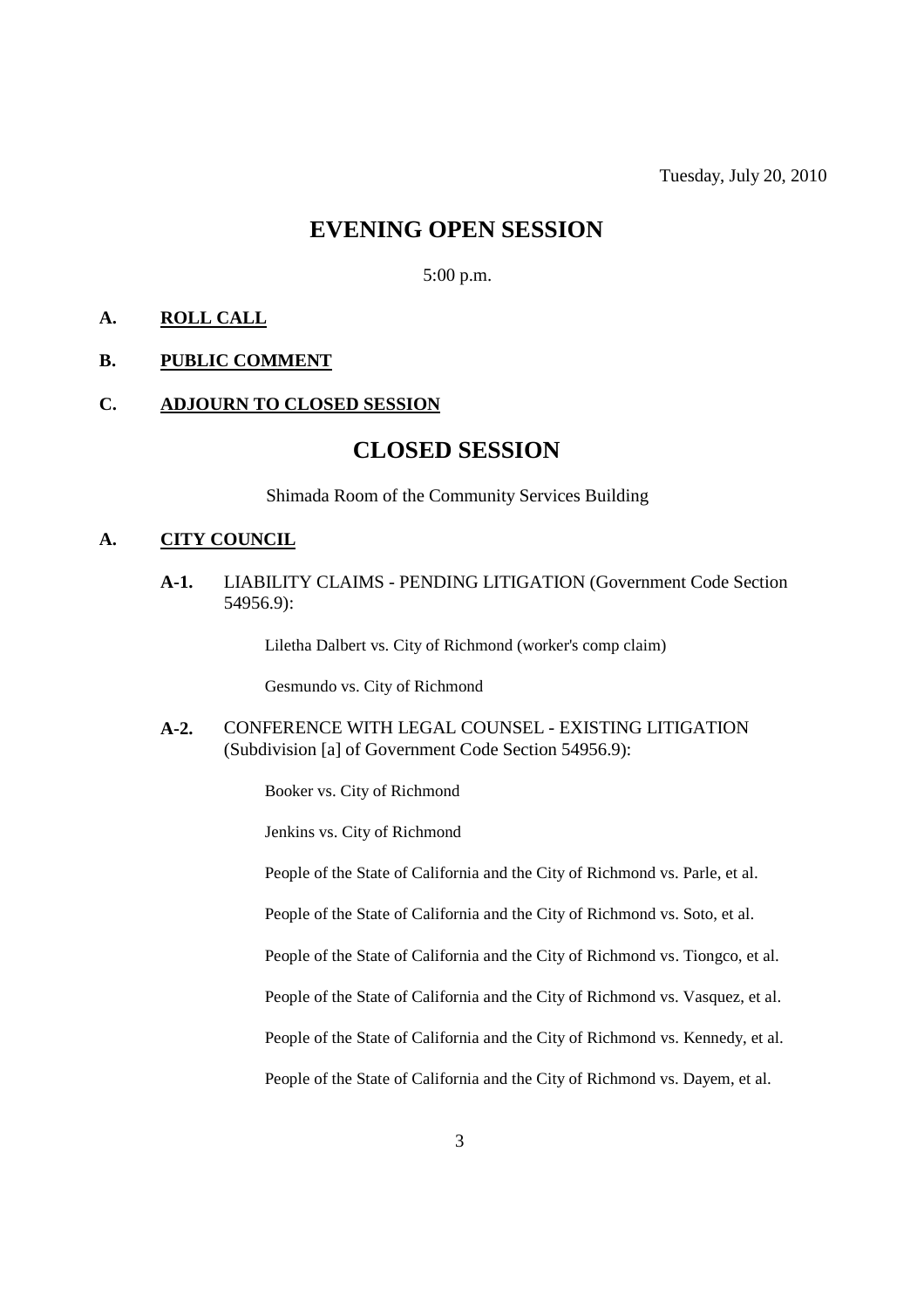Tuesday, July 20, 2010

# EVENING OPEN SESSION

5:00 p.m.

**A. ROLL CALL**

**B. PUBLIC COMMENT**

**C. ADJOURN TO CLOSED SESSION**

# CLOSED SESSION

Shimada Room of the Community Services Building

**A. CITY COUNCIL**

**A-1.** LIABILITY CLAIMS - PENDING LITIGATION (Government Code Section 54956.9):

Liletha Dalbert vs. City of Richmond (worker's comp claim)

Gesmundo vs. City of Richmond

**A-2.** CONFERENCE WITH LEGAL COUNSEL - EXISTING LITIGATION (Subdivision [a] of Government Code Section 54956.9):

Booker vs. City of Richmond

Jenkins vs. City of Richmond

People of the State of California and the City of Richmond vs. Parle, et al.

People of the State of California and the City of Richmond vs. Soto, et al.

People of the State of California and the City of Richmond vs. Tiongco, et al.

People of the State of California and the City of Richmond vs. Vasquez, et al.

People of the State of California and the City of Richmond vs. Kennedy, et al.

People of the State of California and the City of Richmond vs. Dayem, et al.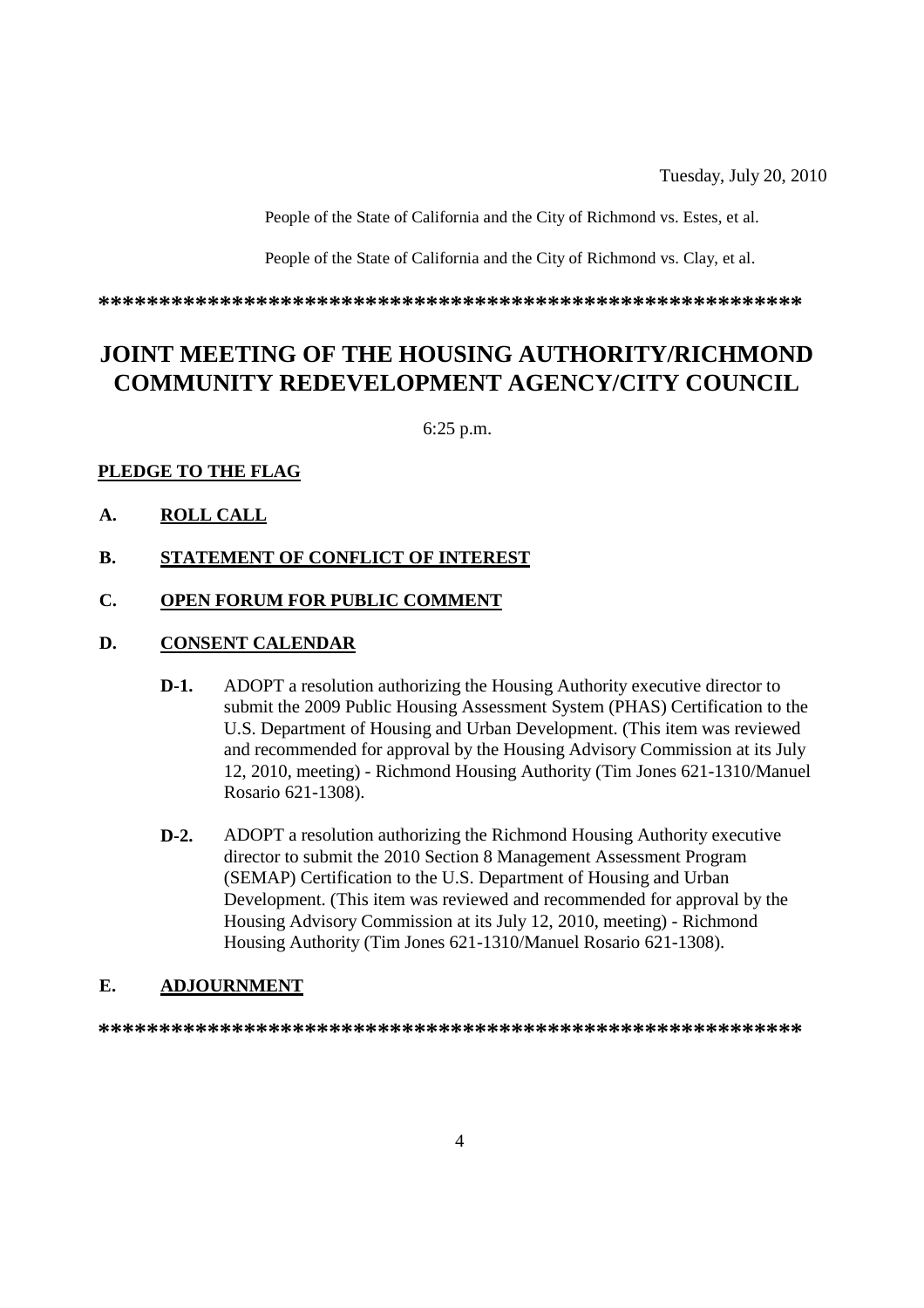Tuesday, July 20, 2010

People of the State of California and the City of Richmond vs. Estes, et al.

People of the State of California and the City of Richmond vs. Clay, et al.

**\*\*\*\*\*\*\*\*\*\*\*\*\*\*\*\*\*\*\*\*\*\*\*\*\*\*\*\*\*\*\*\*\*\*\*\*\*\*\*\*\*\*\*\*\*\*\*\*\*\*\*\*\*\*\*\*\*\*\*\*\*\***

# JOINT MEETING OF THE HOUSING AUTHORITY/RICHMOND COMMUNITY REDEVELOPMENT AGENCY/CITY COUNCIL

6:25 p.m.

**PLEDGE TO THE FLAG**

**A. ROLL CALL**

**B. STATEMENT OF CONFLICT OF INTEREST**

**C. OPEN FORUM FOR PUBLIC COMMENT**

**D. CONSENT CALENDAR**

**D-1.** ADOPT a resolution authorizing the Housing Authority executive director to submit the 2009 Public Housing Assessment System (PHAS) Certification to the U.S. Department of Housing and Urban Development. (This item was reviewed and recommended for approval by the Housing Advisory Commission at its July 12, 2010, meeting) - Richmond Housing Authority (Tim Jones 621-1310/Manuel Rosario 621-1308).

**D-2.** ADOPT a resolution authorizing the Richmond Housing Authority executive director to submit the 2010 Section 8 Management Assessment Program (SEMAP) Certification to the U.S. Department of Housing and Urban Development. (This item was reviewed and recommended for approval by the Housing Advisory Commission at its July 12, 2010, meeting) - Richmond Housing Authority (Tim Jones 621-1310/Manuel Rosario 621-1308).

**E. ADJOURNMENT**

**\*\*\*\*\*\*\*\*\*\*\*\*\*\*\*\*\*\*\*\*\*\*\*\*\*\*\*\*\*\*\*\*\*\*\*\*\*\*\*\*\*\*\*\*\*\*\*\*\*\*\*\*\*\*\*\*\*\*\*\*\*\***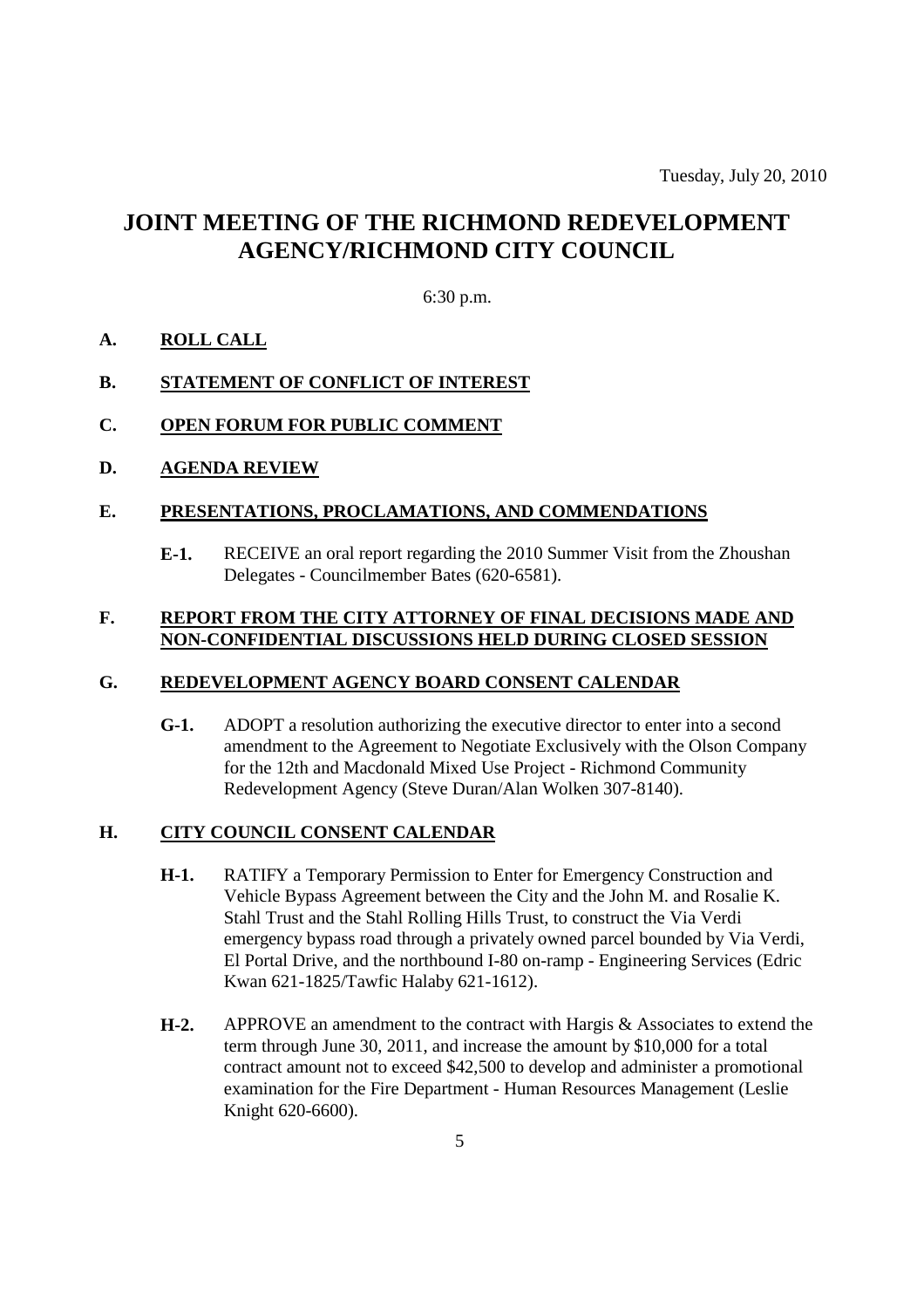Tuesday, July 20, 2010

# JOINT MEETING OF THE RICHMOND REDEVELOPMENT AGENCY/RICHMOND CITY COUNCIL

6:30 p.m.

## A. ROLL CALL

## B. STATEMENT OF CONFLICT OF INTEREST

## C. OPEN FORUM FOR PUBLIC COMMENT

## D. AGENDA REVIEW

## E. PRESENTATIONS, PROCLAMATIONS, AND COMMENDATIONS

**E-1.** RECEIVE an oral report regarding the 2010 Summer Visit from the Zhoushan Delegates - Councilmember Bates (620-6581).

## F. REPORT FROM THE CITY ATTORNEY OF FINAL DECISIONS MADE AND NON-CONFIDENTIAL DISCUSSIONS HELD DURING CLOSED SESSION

## G. REDEVELOPMENT AGENCY BOARD CONSENT CALENDAR

**G-1.** ADOPT a resolution authorizing the executive director to enter into a second amendment to the Agreement to Negotiate Exclusively with the Olson Company for the 12th and Macdonald Mixed Use Project - Richmond Community Redevelopment Agency (Steve Duran/Alan Wolken 307-8140).

## H. CITY COUNCIL CONSENT CALENDAR

**H-1.** RATIFY a Temporary Permission to Enter for Emergency Construction and Vehicle Bypass Agreement between the City and the John M. and Rosalie K. Stahl Trust and the Stahl Rolling Hills Trust, to construct the Via Verdi emergency bypass road through a privately owned parcel bounded by Via Verdi, El Portal Drive, and the northbound I-80 on-ramp - Engineering Services (Edric Kwan 621-1825/Tawfic Halaby 621-1612).

**H-2.** APPROVE an amendment to the contract with Hargis & Associates to extend the term through June 30, 2011, and increase the amount by $10,000 for a total contract amount not to exceed $42,500 to develop and administer a promotional examination for the Fire Department - Human Resources Management (Leslie Knight 620-6600).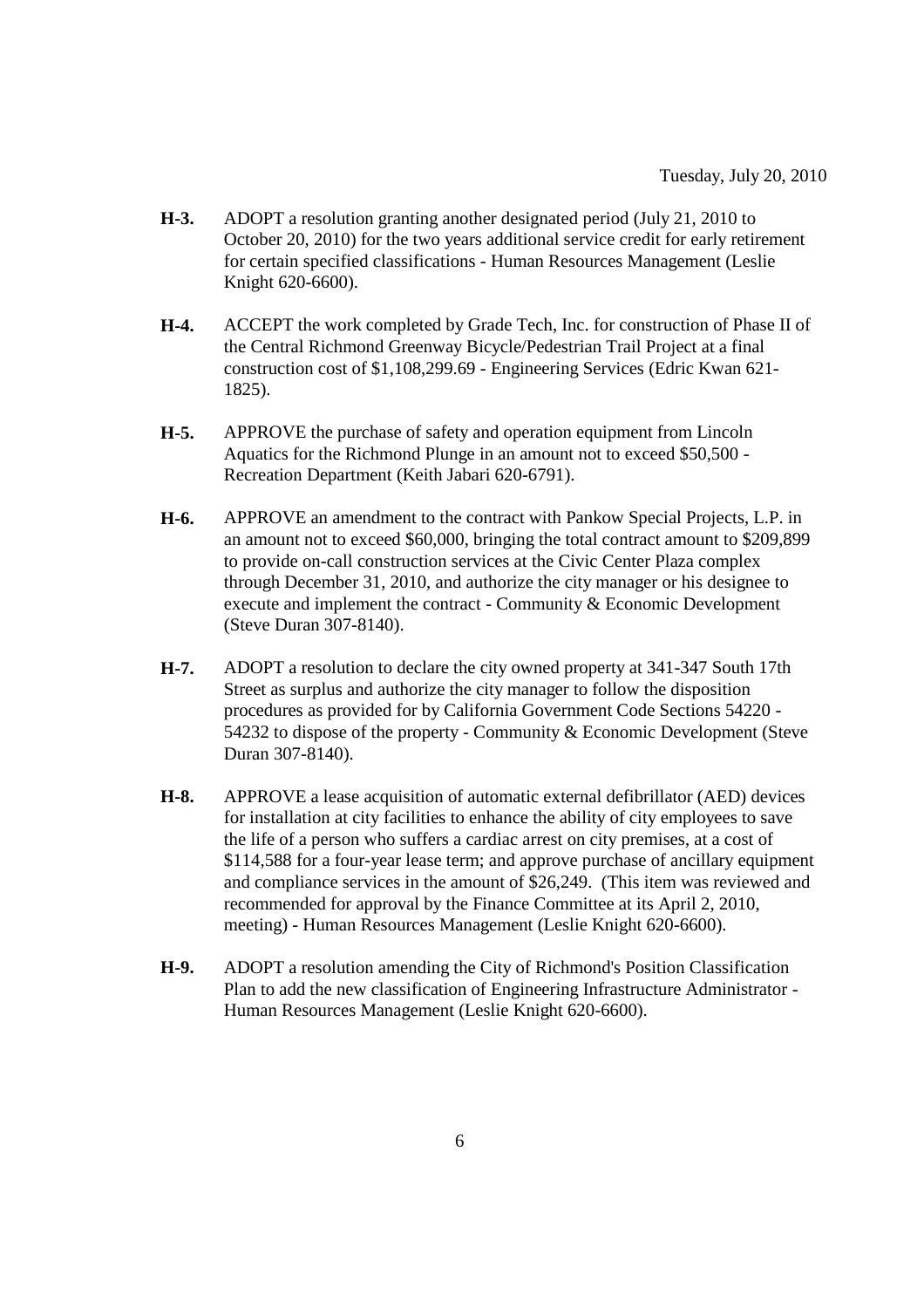Tuesday, July 20, 2010

**H-3.** ADOPT a resolution granting another designated period (July 21, 2010 to October 20, 2010) for the two years additional service credit for early retirement for certain specified classifications - Human Resources Management (Leslie Knight 620-6600).

**H-4.** ACCEPT the work completed by Grade Tech, Inc. for construction of Phase II of the Central Richmond Greenway Bicycle/Pedestrian Trail Project at a final construction cost of $1,108,299.69 - Engineering Services (Edric Kwan 621-1825).

**H-5.** APPROVE the purchase of safety and operation equipment from Lincoln Aquatics for the Richmond Plunge in an amount not to exceed $50,500 - Recreation Department (Keith Jabari 620-6791).

**H-6.** APPROVE an amendment to the contract with Pankow Special Projects, L.P. in an amount not to exceed $60,000, bringing the total contract amount to $209,899 to provide on-call construction services at the Civic Center Plaza complex through December 31, 2010, and authorize the city manager or his designee to execute and implement the contract - Community & Economic Development (Steve Duran 307-8140).

**H-7.** ADOPT a resolution to declare the city owned property at 341-347 South 17th Street as surplus and authorize the city manager to follow the disposition procedures as provided for by California Government Code Sections 54220 - 54232 to dispose of the property - Community & Economic Development (Steve Duran 307-8140).

**H-8.** APPROVE a lease acquisition of automatic external defibrillator (AED) devices for installation at city facilities to enhance the ability of city employees to save the life of a person who suffers a cardiac arrest on city premises, at a cost of $114,588 for a four-year lease term; and approve purchase of ancillary equipment and compliance services in the amount of $26,249. (This item was reviewed and recommended for approval by the Finance Committee at its April 2, 2010, meeting) - Human Resources Management (Leslie Knight 620-6600).

**H-9.** ADOPT a resolution amending the City of Richmond's Position Classification Plan to add the new classification of Engineering Infrastructure Administrator - Human Resources Management (Leslie Knight 620-6600).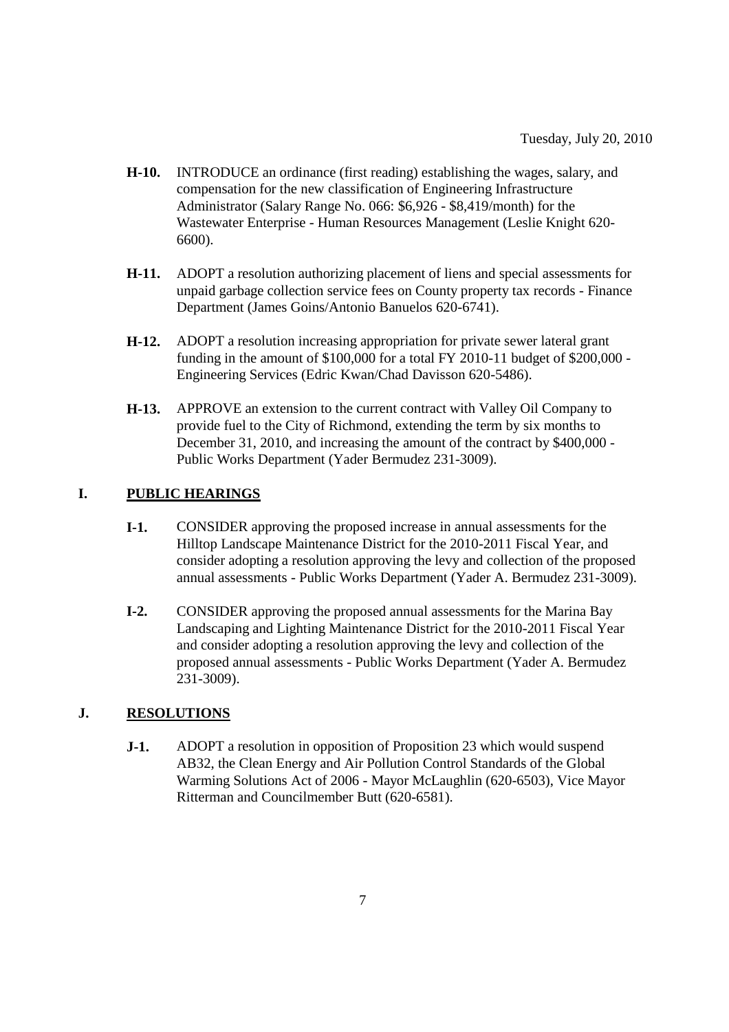Tuesday, July 20, 2010

**H-10.** INTRODUCE an ordinance (first reading) establishing the wages, salary, and compensation for the new classification of Engineering Infrastructure Administrator (Salary Range No. 066: $6,926 - $8,419/month) for the Wastewater Enterprise - Human Resources Management (Leslie Knight 620-6600).

**H-11.** ADOPT a resolution authorizing placement of liens and special assessments for unpaid garbage collection service fees on County property tax records - Finance Department (James Goins/Antonio Banuelos 620-6741).

**H-12.** ADOPT a resolution increasing appropriation for private sewer lateral grant funding in the amount of $100,000 for a total FY 2010-11 budget of $200,000 - Engineering Services (Edric Kwan/Chad Davisson 620-5486).

**H-13.** APPROVE an extension to the current contract with Valley Oil Company to provide fuel to the City of Richmond, extending the term by six months to December 31, 2010, and increasing the amount of the contract by $400,000 - Public Works Department (Yader Bermudez 231-3009).

## I. PUBLIC HEARINGS

**I-1.** CONSIDER approving the proposed increase in annual assessments for the Hilltop Landscape Maintenance District for the 2010-2011 Fiscal Year, and consider adopting a resolution approving the levy and collection of the proposed annual assessments - Public Works Department (Yader A. Bermudez 231-3009).

**I-2.** CONSIDER approving the proposed annual assessments for the Marina Bay Landscaping and Lighting Maintenance District for the 2010-2011 Fiscal Year and consider adopting a resolution approving the levy and collection of the proposed annual assessments - Public Works Department (Yader A. Bermudez 231-3009).

## J. RESOLUTIONS

**J-1.** ADOPT a resolution in opposition of Proposition 23 which would suspend AB32, the Clean Energy and Air Pollution Control Standards of the Global Warming Solutions Act of 2006 - Mayor McLaughlin (620-6503), Vice Mayor Ritterman and Councilmember Butt (620-6581).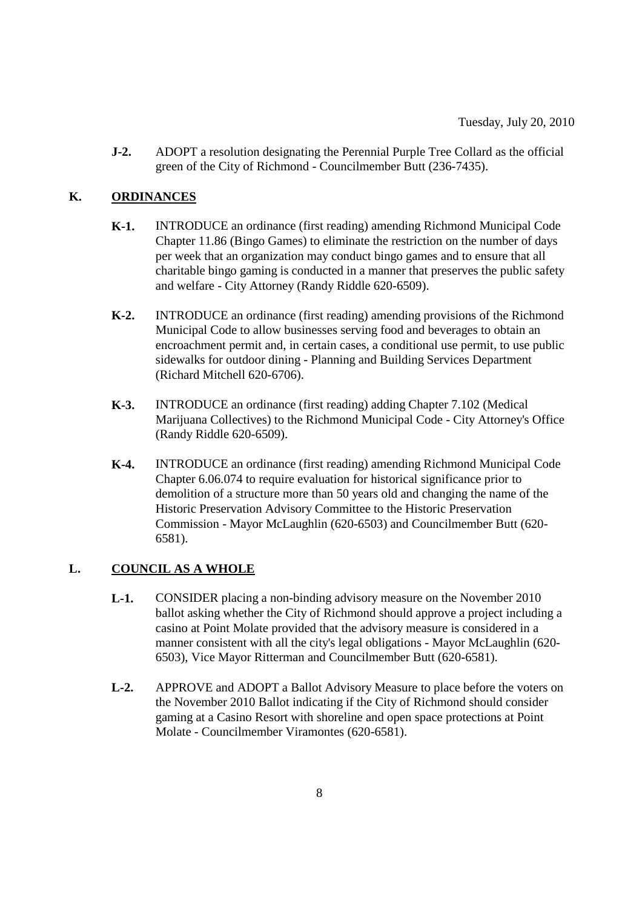**J-2.** ADOPT a resolution designating the Perennial Purple Tree Collard as the official green of the City of Richmond - Councilmember Butt (236-7435).

## K. ORDINANCES

**K-1.** INTRODUCE an ordinance (first reading) amending Richmond Municipal Code Chapter 11.86 (Bingo Games) to eliminate the restriction on the number of days per week that an organization may conduct bingo games and to ensure that all charitable bingo gaming is conducted in a manner that preserves the public safety and welfare - City Attorney (Randy Riddle 620-6509).

**K-2.** INTRODUCE an ordinance (first reading) amending provisions of the Richmond Municipal Code to allow businesses serving food and beverages to obtain an encroachment permit and, in certain cases, a conditional use permit, to use public sidewalks for outdoor dining - Planning and Building Services Department (Richard Mitchell 620-6706).

**K-3.** INTRODUCE an ordinance (first reading) adding Chapter 7.102 (Medical Marijuana Collectives) to the Richmond Municipal Code - City Attorney's Office (Randy Riddle 620-6509).

**K-4.** INTRODUCE an ordinance (first reading) amending Richmond Municipal Code Chapter 6.06.074 to require evaluation for historical significance prior to demolition of a structure more than 50 years old and changing the name of the Historic Preservation Advisory Committee to the Historic Preservation Commission - Mayor McLaughlin (620-6503) and Councilmember Butt (620-6581).

## L. COUNCIL AS A WHOLE

**L-1.** CONSIDER placing a non-binding advisory measure on the November 2010 ballot asking whether the City of Richmond should approve a project including a casino at Point Molate provided that the advisory measure is considered in a manner consistent with all the city's legal obligations - Mayor McLaughlin (620-6503), Vice Mayor Ritterman and Councilmember Butt (620-6581).

**L-2.** APPROVE and ADOPT a Ballot Advisory Measure to place before the voters on the November 2010 Ballot indicating if the City of Richmond should consider gaming at a Casino Resort with shoreline and open space protections at Point Molate - Councilmember Viramontes (620-6581).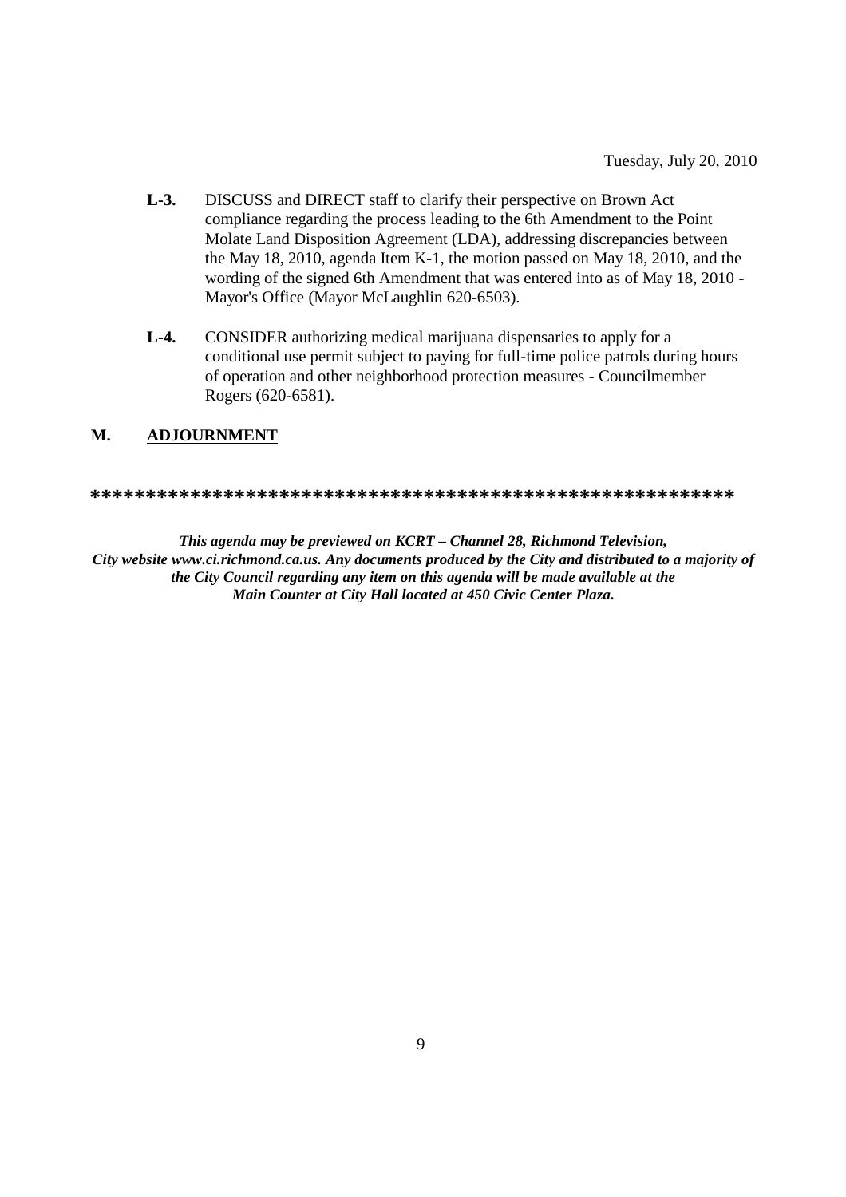Tuesday, July 20, 2010

**L-3.** DISCUSS and DIRECT staff to clarify their perspective on Brown Act compliance regarding the process leading to the 6th Amendment to the Point Molate Land Disposition Agreement (LDA), addressing discrepancies between the May 18, 2010, agenda Item K-1, the motion passed on May 18, 2010, and the wording of the signed 6th Amendment that was entered into as of May 18, 2010 - Mayor's Office (Mayor McLaughlin 620-6503).

**L-4.** CONSIDER authorizing medical marijuana dispensaries to apply for a conditional use permit subject to paying for full-time police patrols during hours of operation and other neighborhood protection measures - Councilmember Rogers (620-6581).

## M. ADJOURNMENT

*************************************************************

***This agenda may be previewed on KCRT – Channel 28, Richmond Television, City website www.ci.richmond.ca.us. Any documents produced by the City and distributed to a majority of the City Council regarding any item on this agenda will be made available at the Main Counter at City Hall located at 450 Civic Center Plaza.***